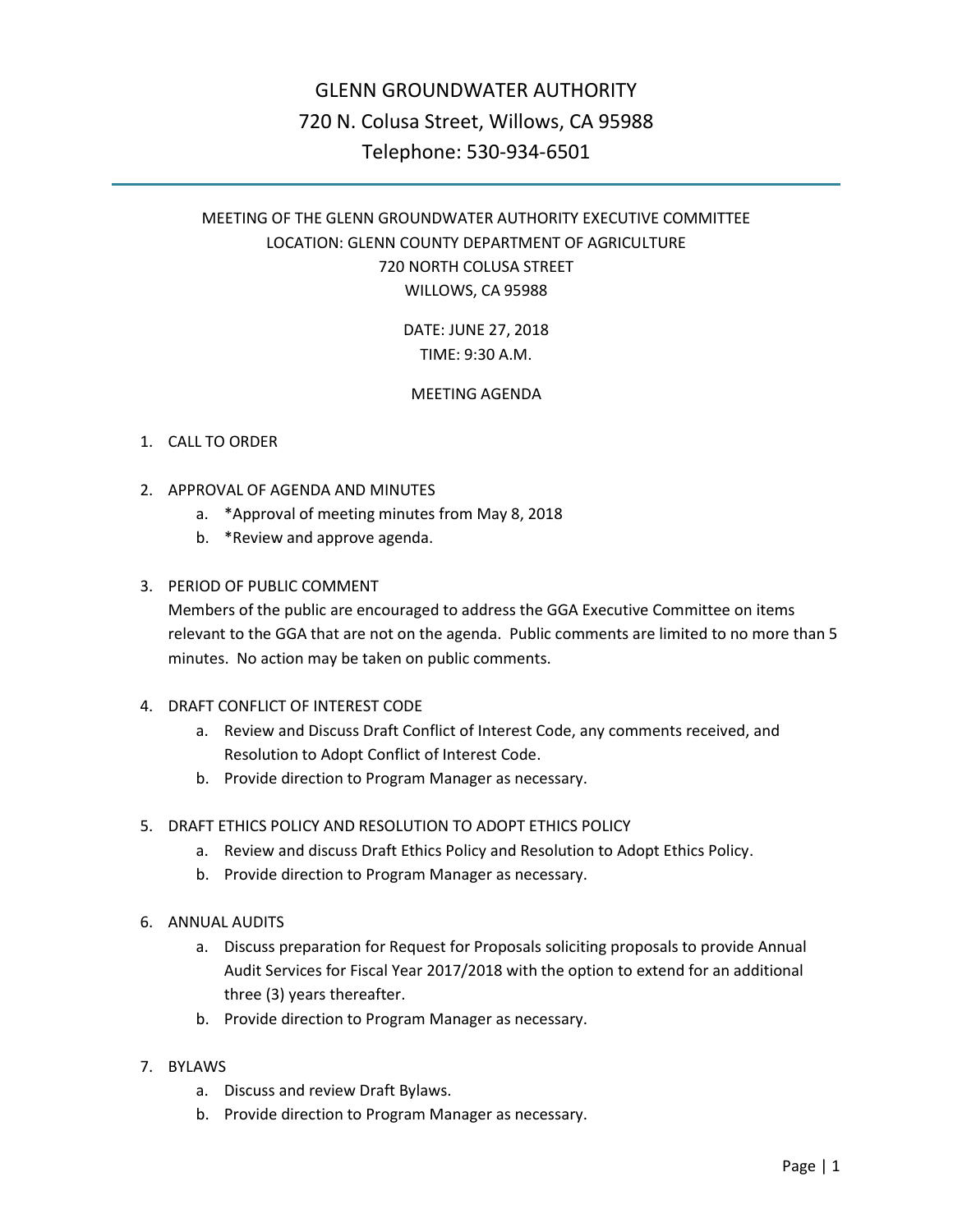# GLENN GROUNDWATER AUTHORITY

720 N. Colusa Street, Willows, CA 95988

Telephone: 530-934-6501

---

MEETING OF THE GLENN GROUNDWATER AUTHORITY EXECUTIVE COMMITTEE

LOCATION: GLENN COUNTY DEPARTMENT OF AGRICULTURE

720 NORTH COLUSA STREET

WILLOWS, CA 95988

DATE: JUNE 27, 2018

TIME: 9:30 A.M.

MEETING AGENDA

1. CALL TO ORDER

2. APPROVAL OF AGENDA AND MINUTES
   a. *Approval of meeting minutes from May 8, 2018
   b. *Review and approve agenda.

3. PERIOD OF PUBLIC COMMENT

   Members of the public are encouraged to address the GGA Executive Committee on items relevant to the GGA that are not on the agenda. Public comments are limited to no more than 5 minutes. No action may be taken on public comments.

4. DRAFT CONFLICT OF INTEREST CODE
   a. Review and Discuss Draft Conflict of Interest Code, any comments received, and Resolution to Adopt Conflict of Interest Code.
   b. Provide direction to Program Manager as necessary.

5. DRAFT ETHICS POLICY AND RESOLUTION TO ADOPT ETHICS POLICY
   a. Review and discuss Draft Ethics Policy and Resolution to Adopt Ethics Policy.
   b. Provide direction to Program Manager as necessary.

6. ANNUAL AUDITS
   a. Discuss preparation for Request for Proposals soliciting proposals to provide Annual Audit Services for Fiscal Year 2017/2018 with the option to extend for an additional three (3) years thereafter.
   b. Provide direction to Program Manager as necessary.

7. BYLAWS
   a. Discuss and review Draft Bylaws.
   b. Provide direction to Program Manager as necessary.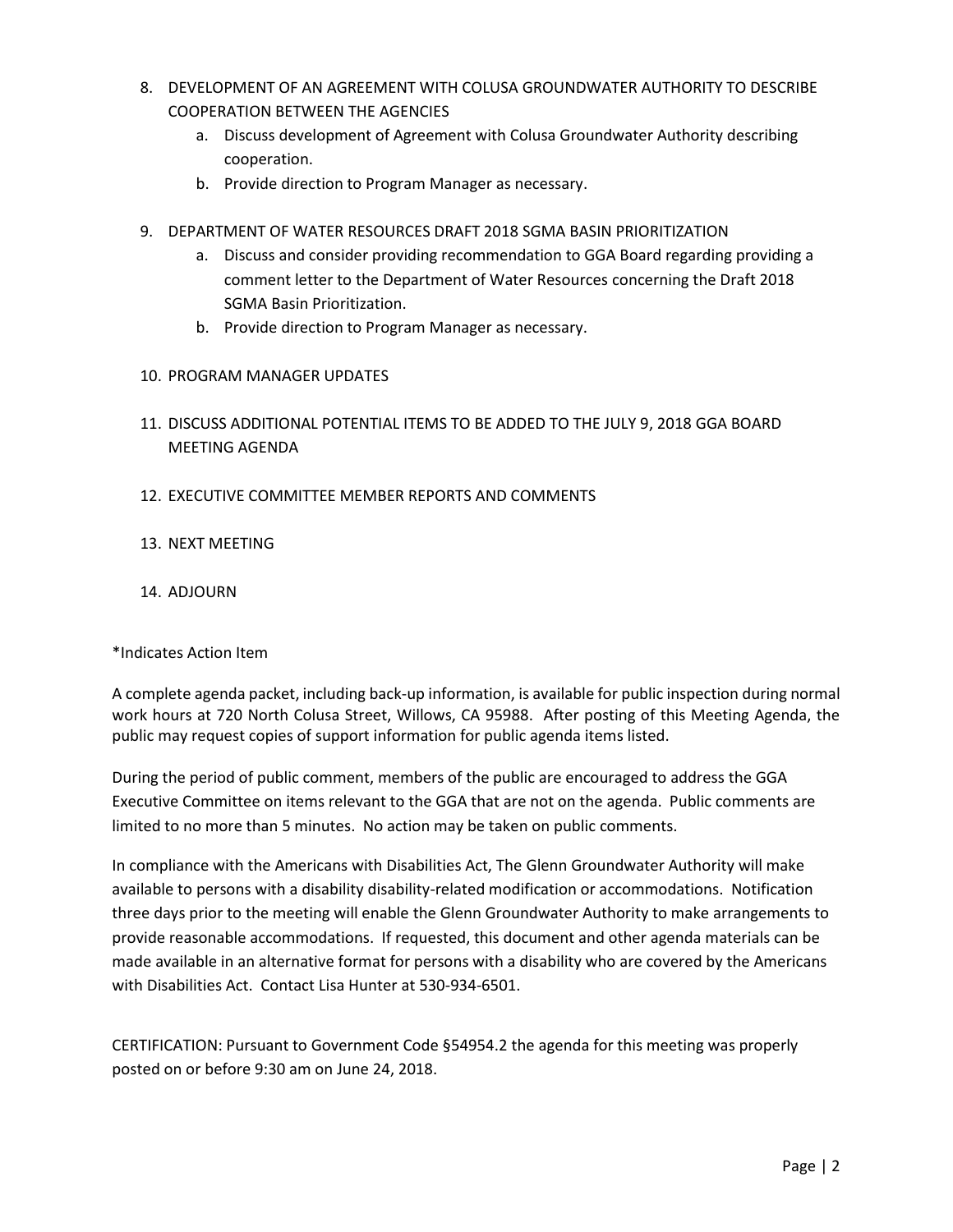8. DEVELOPMENT OF AN AGREEMENT WITH COLUSA GROUNDWATER AUTHORITY TO DESCRIBE COOPERATION BETWEEN THE AGENCIES
    a. Discuss development of Agreement with Colusa Groundwater Authority describing cooperation.
    b. Provide direction to Program Manager as necessary.

9. DEPARTMENT OF WATER RESOURCES DRAFT 2018 SGMA BASIN PRIORITIZATION
    a. Discuss and consider providing recommendation to GGA Board regarding providing a comment letter to the Department of Water Resources concerning the Draft 2018 SGMA Basin Prioritization.
    b. Provide direction to Program Manager as necessary.

10. PROGRAM MANAGER UPDATES

11. DISCUSS ADDITIONAL POTENTIAL ITEMS TO BE ADDED TO THE JULY 9, 2018 GGA BOARD MEETING AGENDA

12. EXECUTIVE COMMITTEE MEMBER REPORTS AND COMMENTS

13. NEXT MEETING

14. ADJOURN

*Indicates Action Item

A complete agenda packet, including back-up information, is available for public inspection during normal work hours at 720 North Colusa Street, Willows, CA 95988. After posting of this Meeting Agenda, the public may request copies of support information for public agenda items listed.

During the period of public comment, members of the public are encouraged to address the GGA Executive Committee on items relevant to the GGA that are not on the agenda. Public comments are limited to no more than 5 minutes. No action may be taken on public comments.

In compliance with the Americans with Disabilities Act, The Glenn Groundwater Authority will make available to persons with a disability disability-related modification or accommodations. Notification three days prior to the meeting will enable the Glenn Groundwater Authority to make arrangements to provide reasonable accommodations. If requested, this document and other agenda materials can be made available in an alternative format for persons with a disability who are covered by the Americans with Disabilities Act. Contact Lisa Hunter at 530-934-6501.

CERTIFICATION: Pursuant to Government Code §54954.2 the agenda for this meeting was properly posted on or before 9:30 am on June 24, 2018.